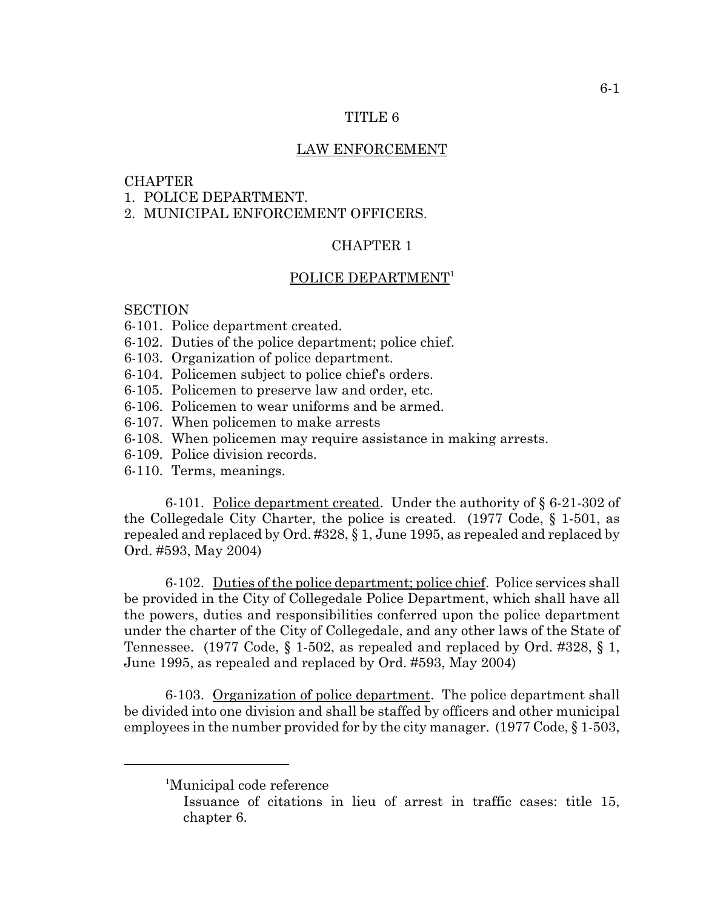# TITLE 6

## LAW ENFORCEMENT

CHAPTER
1. POLICE DEPARTMENT.
2. MUNICIPAL ENFORCEMENT OFFICERS.

## CHAPTER 1

## POLICE DEPARTMENT[1]

SECTION
6-101. Police department created.
6-102. Duties of the police department; police chief.
6-103. Organization of police department.
6-104. Policemen subject to police chief's orders.
6-105. Policemen to preserve law and order, etc.
6-106. Policemen to wear uniforms and be armed.
6-107. When policemen to make arrests
6-108. When policemen may require assistance in making arrests.
6-109. Police division records.
6-110. Terms, meanings.

6-101. Police department created. Under the authority of § 6-21-302 of the Collegedale City Charter, the police is created. (1977 Code, § 1-501, as repealed and replaced by Ord. #328, § 1, June 1995, as repealed and replaced by Ord. #593, May 2004)

6-102. Duties of the police department; police chief. Police services shall be provided in the City of Collegedale Police Department, which shall have all the powers, duties and responsibilities conferred upon the police department under the charter of the City of Collegedale, and any other laws of the State of Tennessee. (1977 Code, § 1-502, as repealed and replaced by Ord. #328, § 1, June 1995, as repealed and replaced by Ord. #593, May 2004)

6-103. Organization of police department. The police department shall be divided into one division and shall be staffed by officers and other municipal employees in the number provided for by the city manager. (1977 Code, § 1-503,

---

[1]Municipal code reference

Issuance of citations in lieu of arrest in traffic cases: title 15, chapter 6.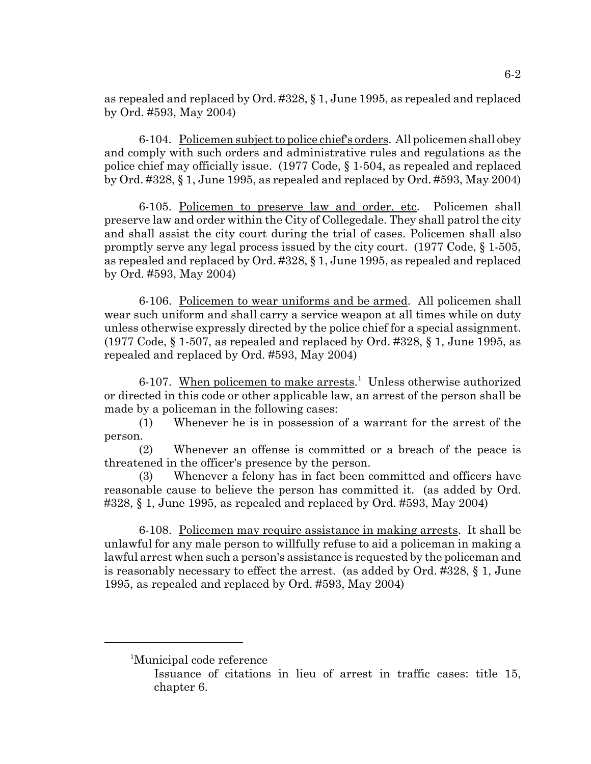as repealed and replaced by Ord. #328, § 1, June 1995, as repealed and replaced by Ord. #593, May 2004)

6-104. Policemen subject to police chief's orders. All policemen shall obey and comply with such orders and administrative rules and regulations as the police chief may officially issue. (1977 Code, § 1-504, as repealed and replaced by Ord. #328, § 1, June 1995, as repealed and replaced by Ord. #593, May 2004)

6-105. Policemen to preserve law and order, etc. Policemen shall preserve law and order within the City of Collegedale. They shall patrol the city and shall assist the city court during the trial of cases. Policemen shall also promptly serve any legal process issued by the city court. (1977 Code, § 1-505, as repealed and replaced by Ord. #328, § 1, June 1995, as repealed and replaced by Ord. #593, May 2004)

6-106. Policemen to wear uniforms and be armed. All policemen shall wear such uniform and shall carry a service weapon at all times while on duty unless otherwise expressly directed by the police chief for a special assignment. (1977 Code, § 1-507, as repealed and replaced by Ord. #328, § 1, June 1995, as repealed and replaced by Ord. #593, May 2004)

6-107. When policemen to make arrests.[1] Unless otherwise authorized or directed in this code or other applicable law, an arrest of the person shall be made by a policeman in the following cases:

(1) Whenever he is in possession of a warrant for the arrest of the person.

(2) Whenever an offense is committed or a breach of the peace is threatened in the officer's presence by the person.

(3) Whenever a felony has in fact been committed and officers have reasonable cause to believe the person has committed it. (as added by Ord. #328, § 1, June 1995, as repealed and replaced by Ord. #593, May 2004)

6-108. Policemen may require assistance in making arrests. It shall be unlawful for any male person to willfully refuse to aid a policeman in making a lawful arrest when such a person's assistance is requested by the policeman and is reasonably necessary to effect the arrest. (as added by Ord. #328, § 1, June 1995, as repealed and replaced by Ord. #593, May 2004)

---

[1]Municipal code reference

Issuance of citations in lieu of arrest in traffic cases: title 15, chapter 6.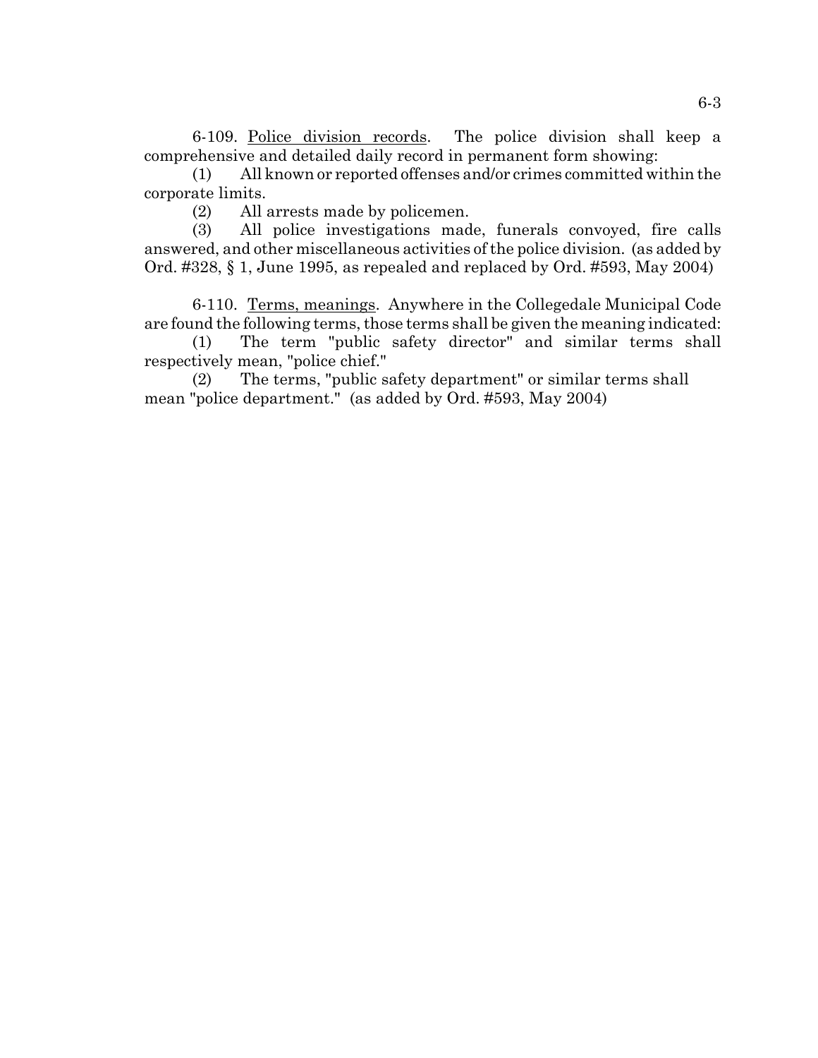6-109. Police division records. The police division shall keep a comprehensive and detailed daily record in permanent form showing:

(1) All known or reported offenses and/or crimes committed within the corporate limits.

(2) All arrests made by policemen.

(3) All police investigations made, funerals convoyed, fire calls answered, and other miscellaneous activities of the police division. (as added by Ord. #328, § 1, June 1995, as repealed and replaced by Ord. #593, May 2004)

6-110. Terms, meanings. Anywhere in the Collegedale Municipal Code are found the following terms, those terms shall be given the meaning indicated:

(1) The term "public safety director" and similar terms shall respectively mean, "police chief."

(2) The terms, "public safety department" or similar terms shall mean "police department." (as added by Ord. #593, May 2004)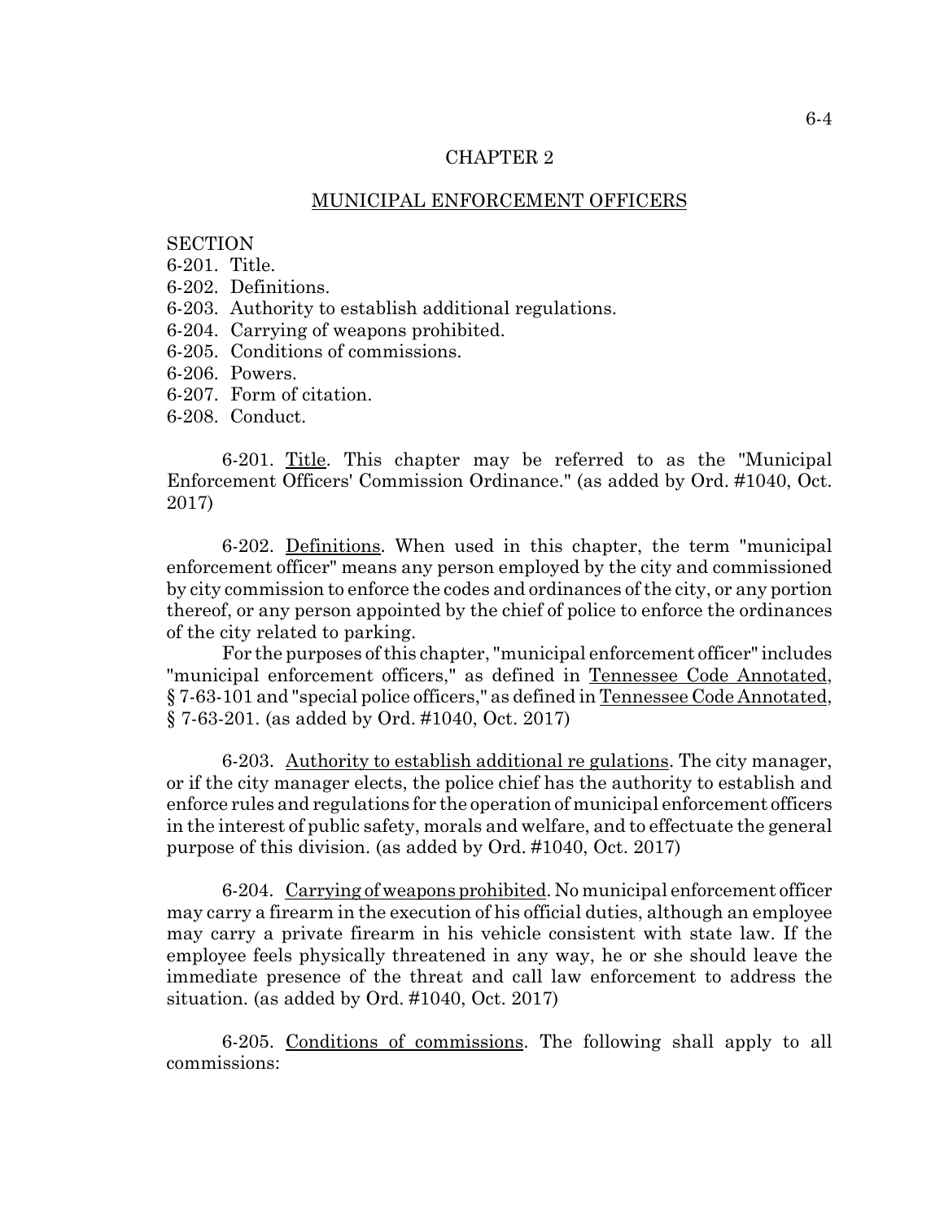## CHAPTER 2

## MUNICIPAL ENFORCEMENT OFFICERS

SECTION
6-201. Title.
6-202. Definitions.
6-203. Authority to establish additional regulations.
6-204. Carrying of weapons prohibited.
6-205. Conditions of commissions.
6-206. Powers.
6-207. Form of citation.
6-208. Conduct.

6-201. Title. This chapter may be referred to as the "Municipal Enforcement Officers' Commission Ordinance." (as added by Ord. #1040, Oct. 2017)

6-202. Definitions. When used in this chapter, the term "municipal enforcement officer" means any person employed by the city and commissioned by city commission to enforce the codes and ordinances of the city, or any portion thereof, or any person appointed by the chief of police to enforce the ordinances of the city related to parking.

For the purposes of this chapter, "municipal enforcement officer" includes "municipal enforcement officers," as defined in Tennessee Code Annotated, § 7-63-101 and "special police officers," as defined in Tennessee Code Annotated, § 7-63-201. (as added by Ord. #1040, Oct. 2017)

6-203. Authority to establish additional re gulations. The city manager, or if the city manager elects, the police chief has the authority to establish and enforce rules and regulations for the operation of municipal enforcement officers in the interest of public safety, morals and welfare, and to effectuate the general purpose of this division. (as added by Ord. #1040, Oct. 2017)

6-204. Carrying of weapons prohibited. No municipal enforcement officer may carry a firearm in the execution of his official duties, although an employee may carry a private firearm in his vehicle consistent with state law. If the employee feels physically threatened in any way, he or she should leave the immediate presence of the threat and call law enforcement to address the situation. (as added by Ord. #1040, Oct. 2017)

6-205. Conditions of commissions. The following shall apply to all commissions: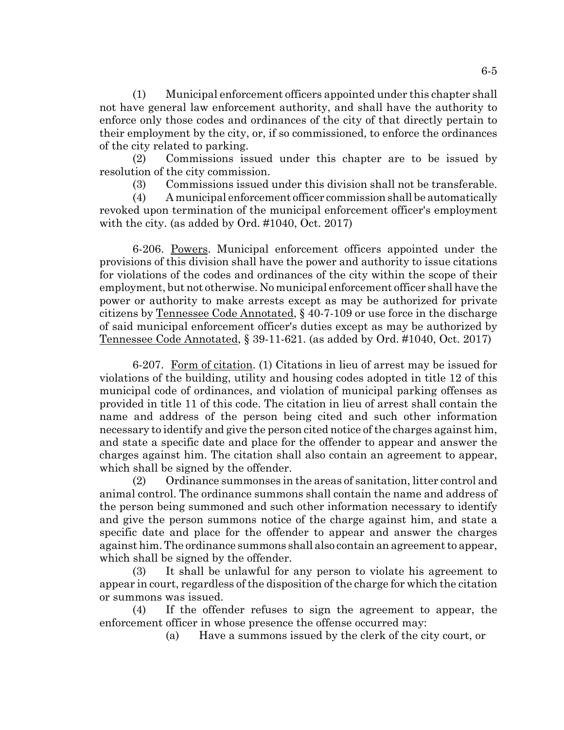(1) Municipal enforcement officers appointed under this chapter shall not have general law enforcement authority, and shall have the authority to enforce only those codes and ordinances of the city of that directly pertain to their employment by the city, or, if so commissioned, to enforce the ordinances of the city related to parking.

(2) Commissions issued under this chapter are to be issued by resolution of the city commission.

(3) Commissions issued under this division shall not be transferable.

(4) A municipal enforcement officer commission shall be automatically revoked upon termination of the municipal enforcement officer's employment with the city. (as added by Ord. #1040, Oct. 2017)

6-206. Powers. Municipal enforcement officers appointed under the provisions of this division shall have the power and authority to issue citations for violations of the codes and ordinances of the city within the scope of their employment, but not otherwise. No municipal enforcement officer shall have the power or authority to make arrests except as may be authorized for private citizens by Tennessee Code Annotated, § 40-7-109 or use force in the discharge of said municipal enforcement officer's duties except as may be authorized by Tennessee Code Annotated, § 39-11-621. (as added by Ord. #1040, Oct. 2017)

6-207. Form of citation. (1) Citations in lieu of arrest may be issued for violations of the building, utility and housing codes adopted in title 12 of this municipal code of ordinances, and violation of municipal parking offenses as provided in title 11 of this code. The citation in lieu of arrest shall contain the name and address of the person being cited and such other information necessary to identify and give the person cited notice of the charges against him, and state a specific date and place for the offender to appear and answer the charges against him. The citation shall also contain an agreement to appear, which shall be signed by the offender.

(2) Ordinance summonses in the areas of sanitation, litter control and animal control. The ordinance summons shall contain the name and address of the person being summoned and such other information necessary to identify and give the person summons notice of the charge against him, and state a specific date and place for the offender to appear and answer the charges against him. The ordinance summons shall also contain an agreement to appear, which shall be signed by the offender.

(3) It shall be unlawful for any person to violate his agreement to appear in court, regardless of the disposition of the charge for which the citation or summons was issued.

(4) If the offender refuses to sign the agreement to appear, the enforcement officer in whose presence the offense occurred may:

(a) Have a summons issued by the clerk of the city court, or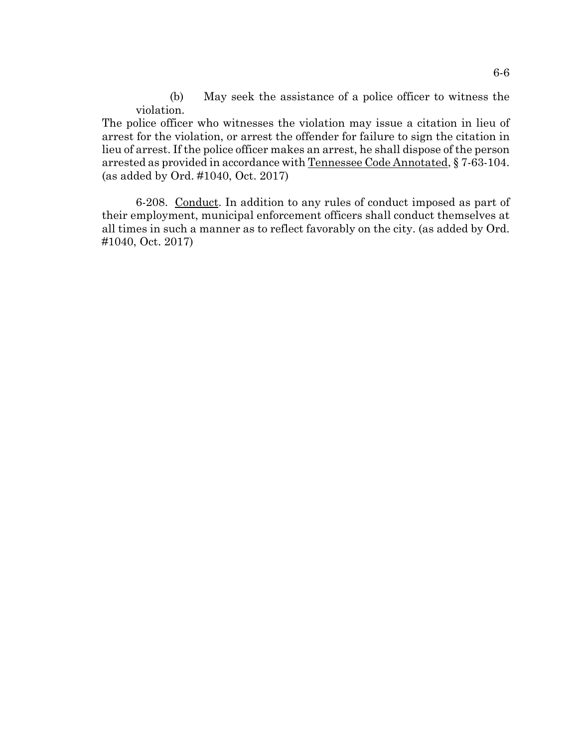(b) May seek the assistance of a police officer to witness the violation.

The police officer who witnesses the violation may issue a citation in lieu of arrest for the violation, or arrest the offender for failure to sign the citation in lieu of arrest. If the police officer makes an arrest, he shall dispose of the person arrested as provided in accordance with Tennessee Code Annotated, § 7-63-104. (as added by Ord. #1040, Oct. 2017)

6-208. Conduct. In addition to any rules of conduct imposed as part of their employment, municipal enforcement officers shall conduct themselves at all times in such a manner as to reflect favorably on the city. (as added by Ord. #1040, Oct. 2017)